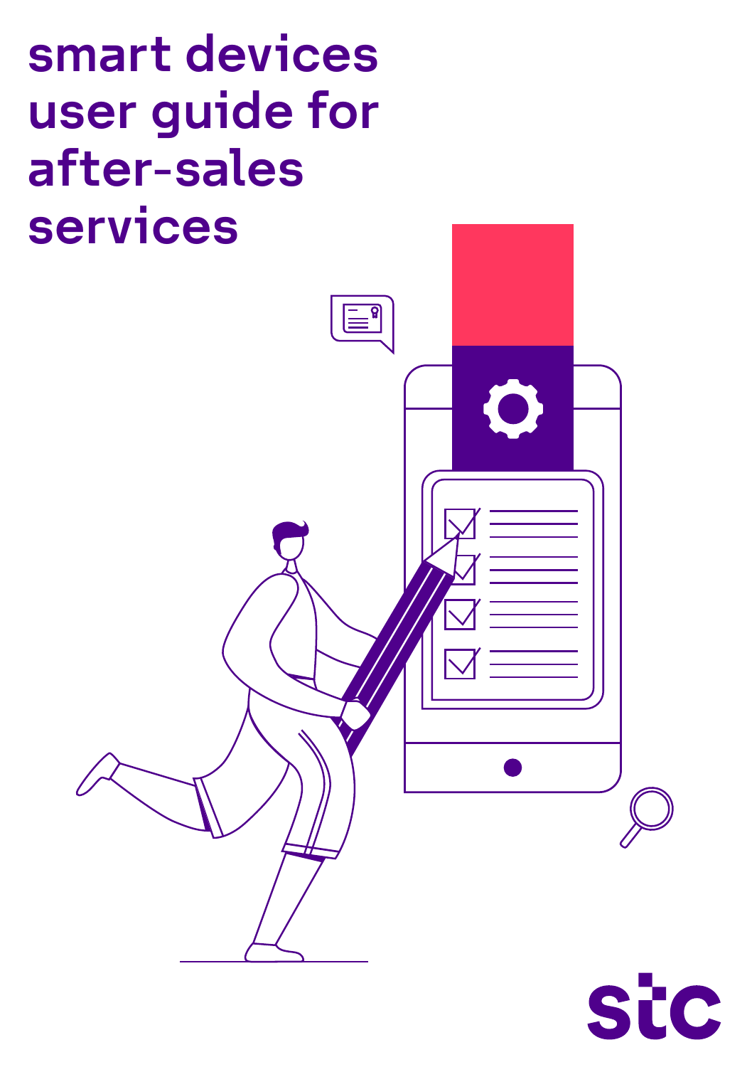# smart devices user guide for after-sales services

stc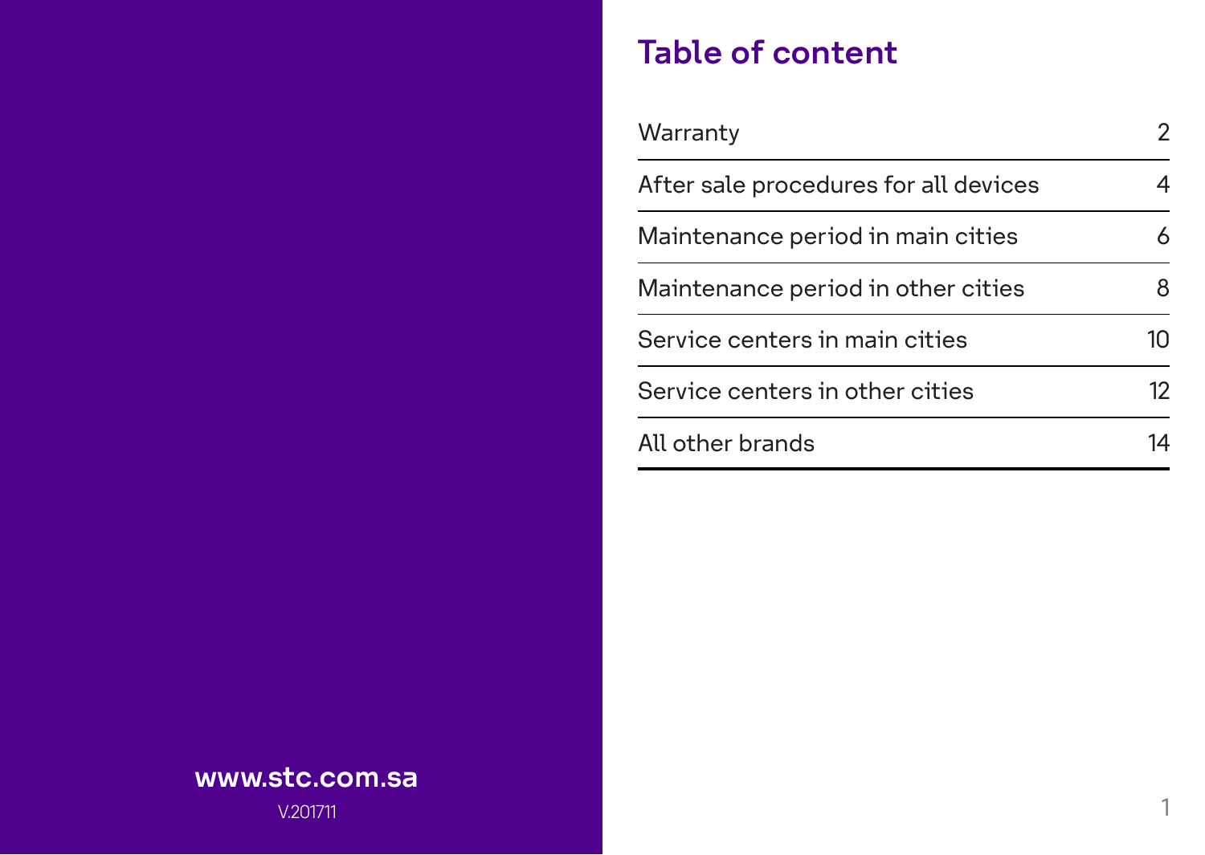www.stc.com.sa

V.201711

# Table of content

| | |
|---|---|
| Warranty | 2 |
| After sale procedures for all devices | 4 |
| Maintenance period in main cities | 6 |
| Maintenance period in other cities | 8 |
| Service centers in main cities | 10 |
| Service centers in other cities | 12 |
| All other brands | 14 |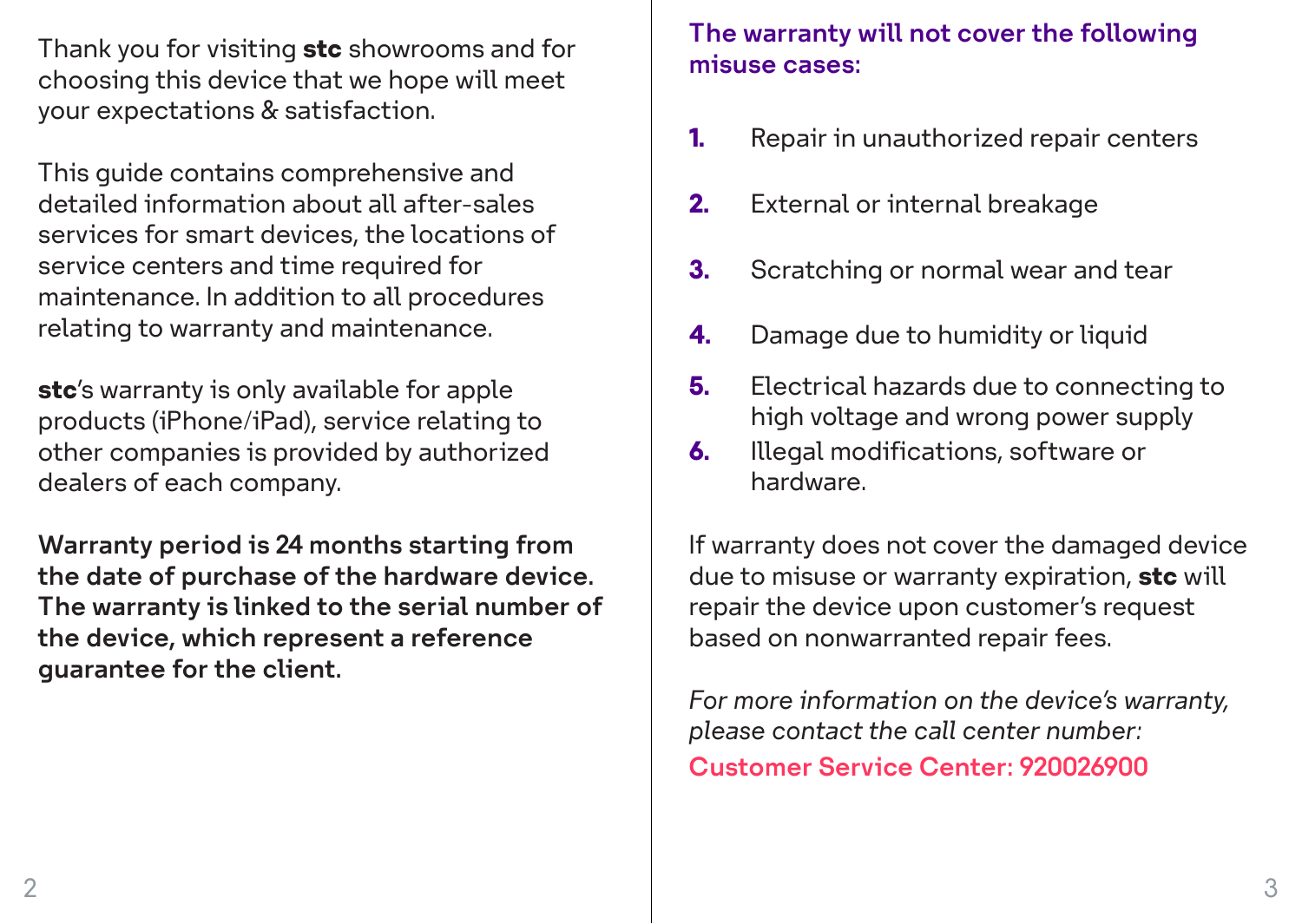Thank you for visiting **stc** showrooms and for choosing this device that we hope will meet your expectations & satisfaction.

This guide contains comprehensive and detailed information about all after-sales services for smart devices, the locations of service centers and time required for maintenance. In addition to all procedures relating to warranty and maintenance.

**stc**'s warranty is only available for apple products (iPhone/iPad), service relating to other companies is provided by authorized dealers of each company.

**Warranty period is 24 months starting from the date of purchase of the hardware device. The warranty is linked to the serial number of the device, which represent a reference guarantee for the client.**

**The warranty will not cover the following misuse cases:**

1. Repair in unauthorized repair centers
2. External or internal breakage
3. Scratching or normal wear and tear
4. Damage due to humidity or liquid
5. Electrical hazards due to connecting to high voltage and wrong power supply
6. Illegal modifications, software or hardware.

If warranty does not cover the damaged device due to misuse or warranty expiration, **stc** will repair the device upon customer's request based on nonwarranted repair fees.

*For more information on the device's warranty, please contact the call center number:*

**Customer Service Center: 920026900**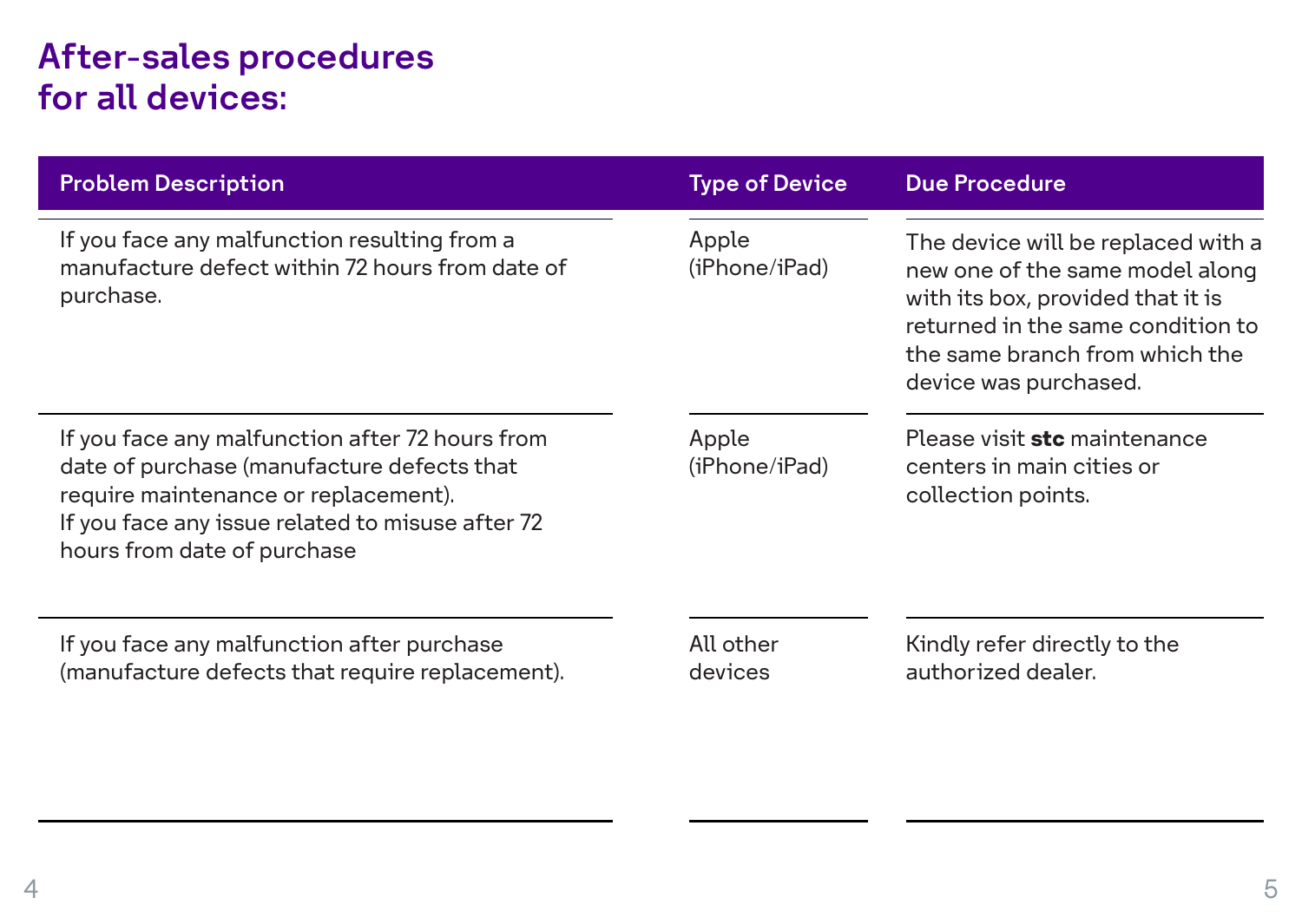# After-sales procedures for all devices:

| Problem Description | Type of Device | Due Procedure |
|---|---|---|
| If you face any malfunction resulting from a manufacture defect within 72 hours from date of purchase. | Apple (iPhone/iPad) | The device will be replaced with a new one of the same model along with its box, provided that it is returned in the same condition to the same branch from which the device was purchased. |
| If you face any malfunction after 72 hours from date of purchase (manufacture defects that require maintenance or replacement).<br>If you face any issue related to misuse after 72 hours from date of purchase | Apple (iPhone/iPad) | Please visit **stc** maintenance centers in main cities or collection points. |
| If you face any malfunction after purchase (manufacture defects that require replacement). | All other devices | Kindly refer directly to the authorized dealer. |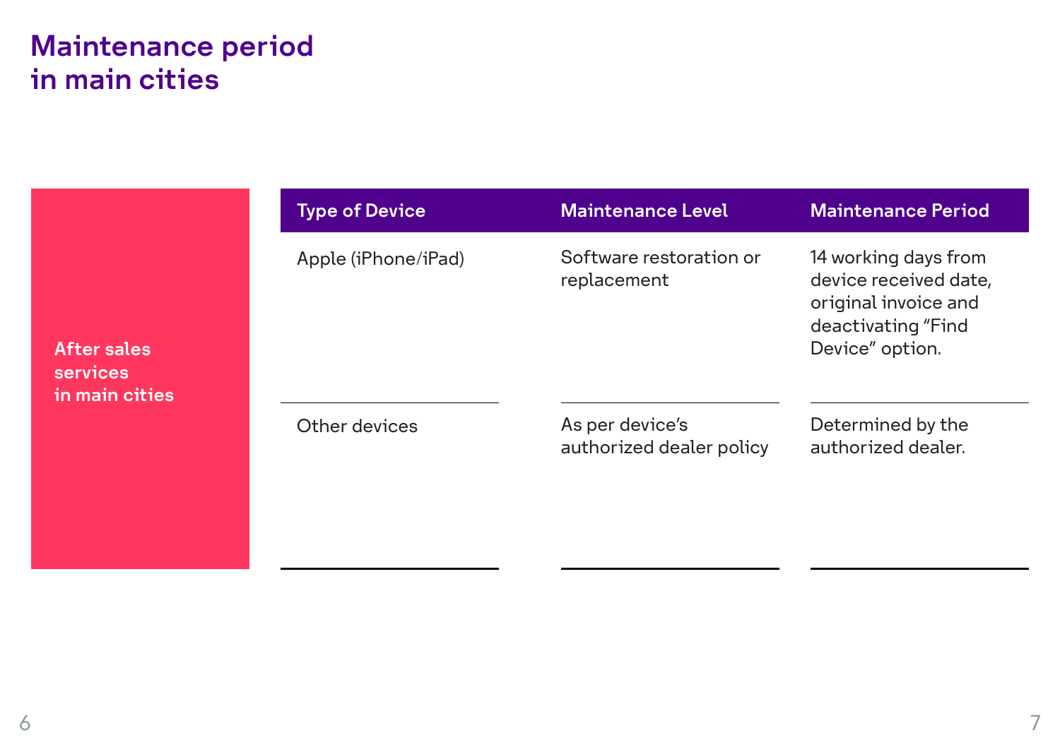# Maintenance period in main cities

**After sales services in main cities**

| Type of Device | Maintenance Level | Maintenance Period |
| --- | --- | --- |
| Apple (iPhone/iPad) | Software restoration or replacement | 14 working days from device received date, original invoice and deactivating “Find Device” option. |
| Other devices | As per device’s authorized dealer policy | Determined by the authorized dealer. |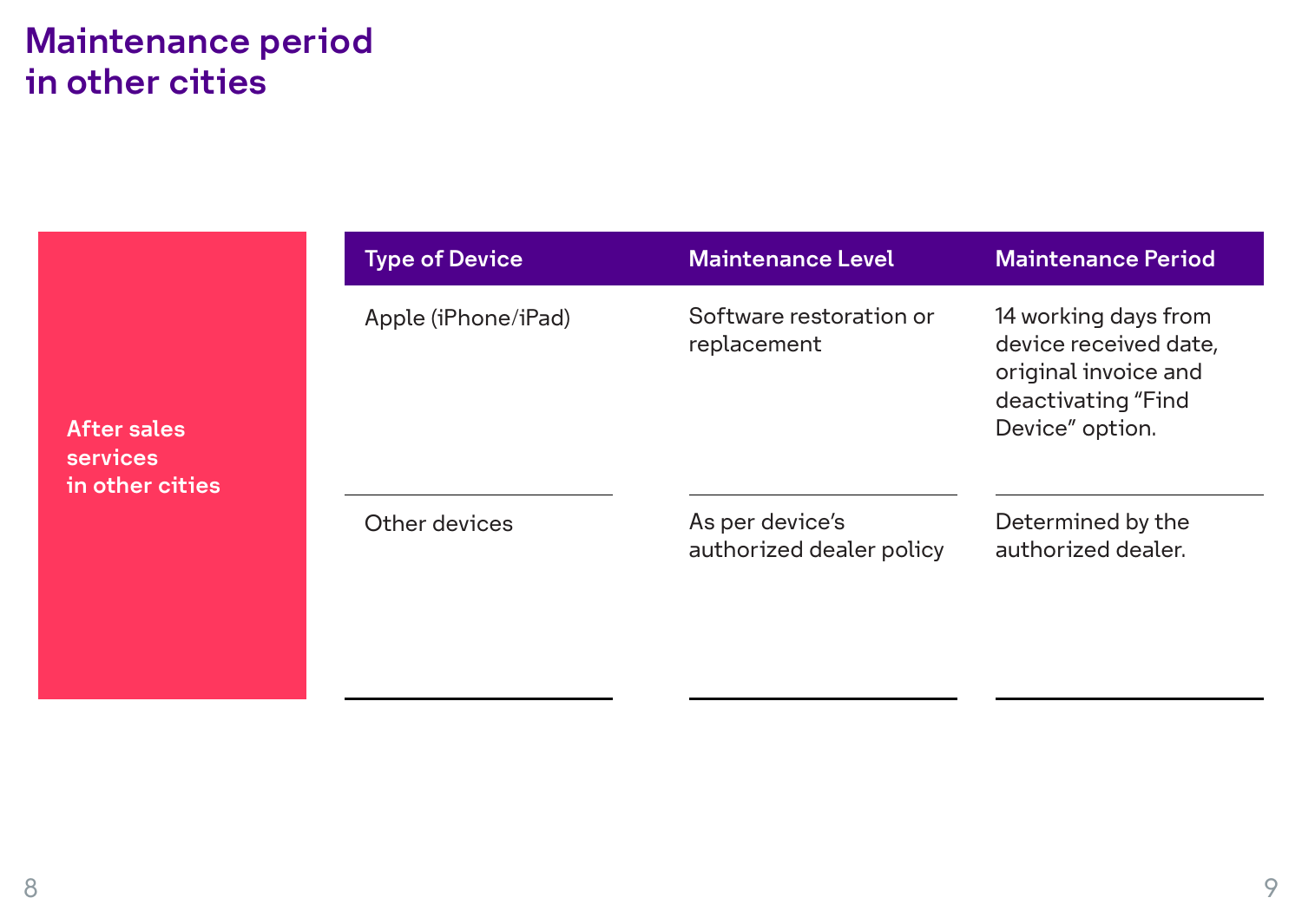# Maintenance period in other cities

**After sales services in other cities**

| Type of Device | Maintenance Level | Maintenance Period |
| --- | --- | --- |
| Apple (iPhone/iPad) | Software restoration or replacement | 14 working days from device received date, original invoice and deactivating "Find Device" option. |
| Other devices | As per device's authorized dealer policy | Determined by the authorized dealer. |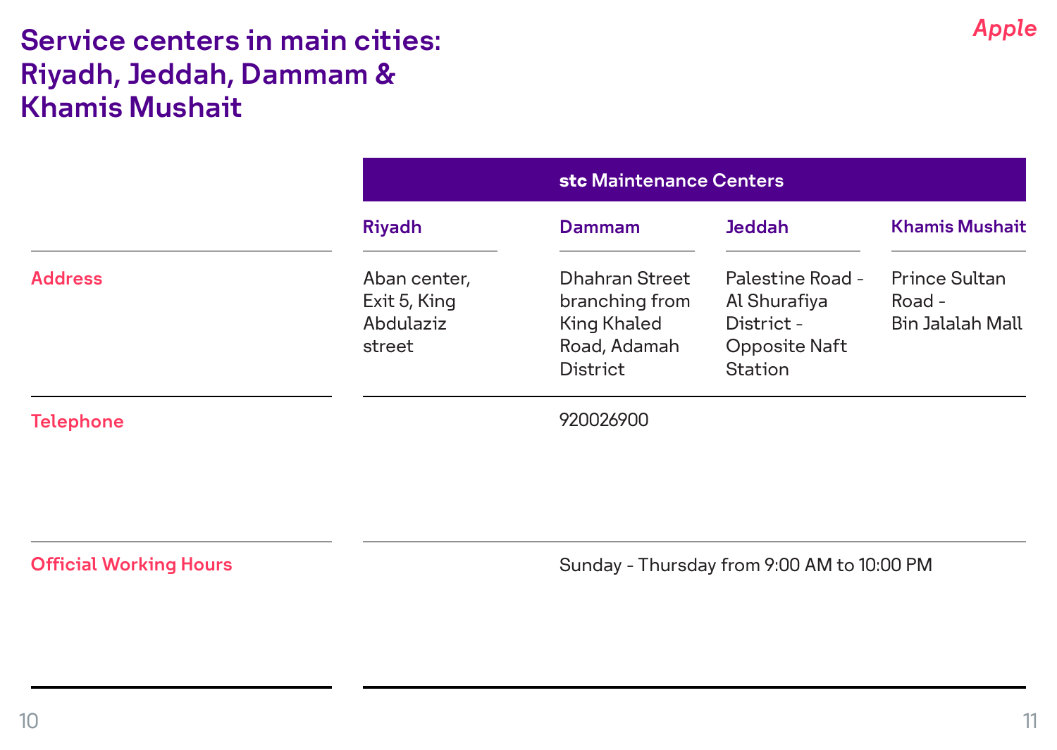# Service centers in main cities: Riyadh, Jeddah, Dammam & Khamis Mushait

Apple

| | stc Maintenance Centers | | | |
|---|---|---|---|---|
| | **Riyadh** | **Dammam** | **Jeddah** | **Khamis Mushait** |
| **Address** | Aban center, Exit 5, King Abdulaziz street | Dhahran Street branching from King Khaled Road, Adamah District | Palestine Road - Al Shurafiya District - Opposite Naft Station | Prince Sultan Road - Bin Jalalah Mall |
| **Telephone** | 920026900 | | | |
| **Official Working Hours** | Sunday - Thursday from 9:00 AM to 10:00 PM | | | |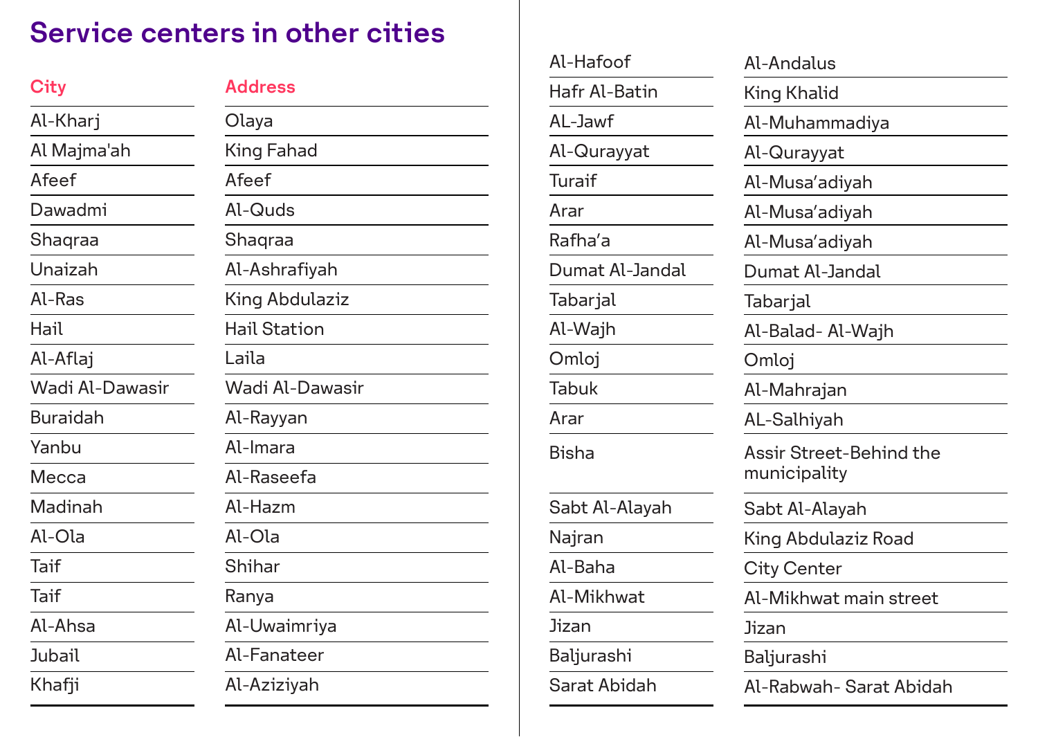# Service centers in other cities

| City | Address |
| --- | --- |
| Al-Kharj | Olaya |
| Al Majma'ah | King Fahad |
| Afeef | Afeef |
| Dawadmi | Al-Quds |
| Shaqraa | Shaqraa |
| Unaizah | Al-Ashrafiyah |
| Al-Ras | King Abdulaziz |
| Hail | Hail Station |
| Al-Aflaj | Laila |
| Wadi Al-Dawasir | Wadi Al-Dawasir |
| Buraidah | Al-Rayyan |
| Yanbu | Al-Imara |
| Mecca | Al-Raseefa |
| Madinah | Al-Hazm |
| Al-Ola | Al-Ola |
| Taif | Shihar |
| Taif | Ranya |
| Al-Ahsa | Al-Uwaimriya |
| Jubail | Al-Fanateer |
| Khafji | Al-Aziziyah |
| Al-Hafoof | Al-Andalus |
| Hafr Al-Batin | King Khalid |
| AL-Jawf | Al-Muhammadiya |
| Al-Qurayyat | Al-Qurayyat |
| Turaif | Al-Musa'adiyah |
| Arar | Al-Musa'adiyah |
| Rafha'a | Al-Musa'adiyah |
| Dumat Al-Jandal | Dumat Al-Jandal |
| Tabarjal | Tabarjal |
| Al-Wajh | Al-Balad- Al-Wajh |
| Omloj | Omloj |
| Tabuk | Al-Mahrajan |
| Arar | AL-Salhiyah |
| Bisha | Assir Street-Behind the municipality |
| Sabt Al-Alayah | Sabt Al-Alayah |
| Najran | King Abdulaziz Road |
| Al-Baha | City Center |
| Al-Mikhwat | Al-Mikhwat main street |
| Jizan | Jizan |
| Baljurashi | Baljurashi |
| Sarat Abidah | Al-Rabwah- Sarat Abidah |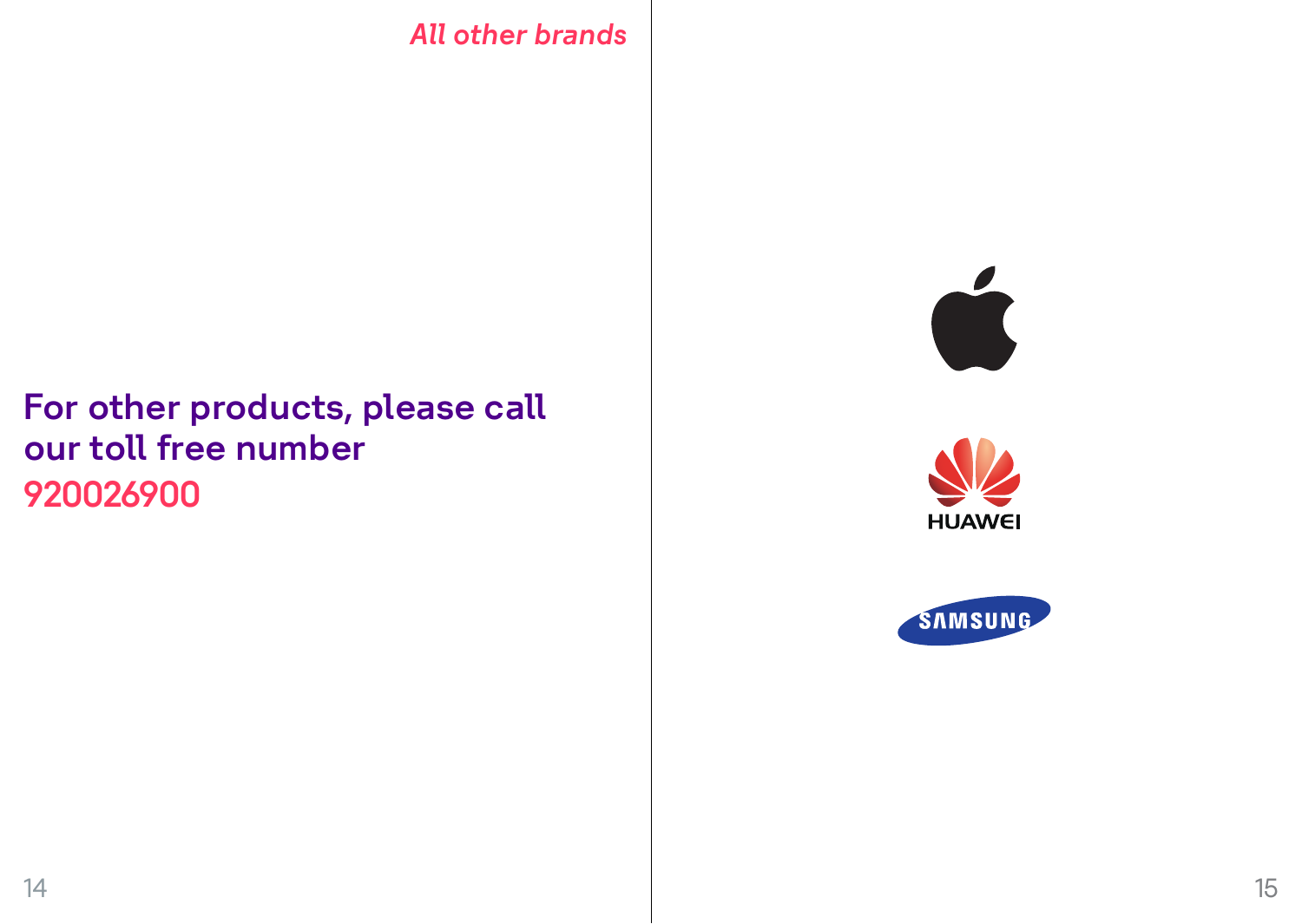*All other brands*

**For other products, please call our toll free number**
**920026900**

HUAWEI

SAMSUNG